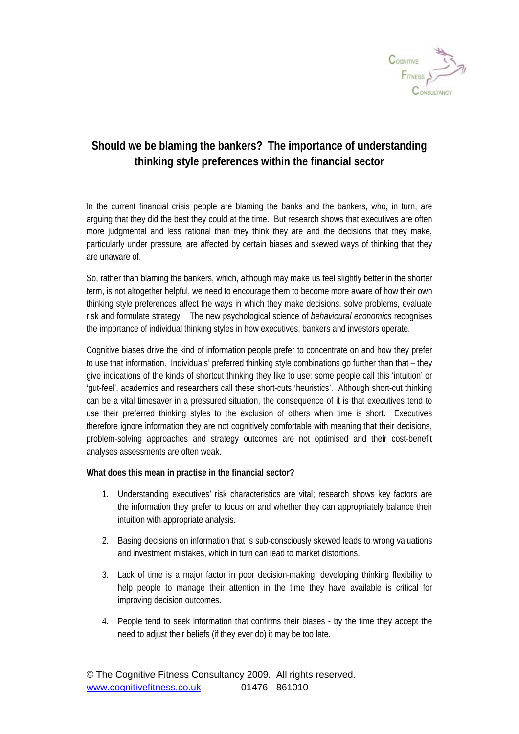# Should we be blaming the bankers? The importance of understanding thinking style preferences within the financial sector

In the current financial crisis people are blaming the banks and the bankers, who, in turn, are arguing that they did the best they could at the time. But research shows that executives are often more judgmental and less rational than they think they are and the decisions that they make, particularly under pressure, are affected by certain biases and skewed ways of thinking that they are unaware of.

So, rather than blaming the bankers, which, although may make us feel slightly better in the shorter term, is not altogether helpful, we need to encourage them to become more aware of how their own thinking style preferences affect the ways in which they make decisions, solve problems, evaluate risk and formulate strategy. The new psychological science of *behavioural economics* recognises the importance of individual thinking styles in how executives, bankers and investors operate.

Cognitive biases drive the kind of information people prefer to concentrate on and how they prefer to use that information. Individuals' preferred thinking style combinations go further than that – they give indications of the kinds of shortcut thinking they like to use: some people call this 'intuition' or 'gut-feel', academics and researchers call these short-cuts 'heuristics'. Although short-cut thinking can be a vital timesaver in a pressured situation, the consequence of it is that executives tend to use their preferred thinking styles to the exclusion of others when time is short. Executives therefore ignore information they are not cognitively comfortable with meaning that their decisions, problem-solving approaches and strategy outcomes are not optimised and their cost-benefit analyses assessments are often weak.

**What does this mean in practise in the financial sector?**

1. Understanding executives' risk characteristics are vital; research shows key factors are the information they prefer to focus on and whether they can appropriately balance their intuition with appropriate analysis.
2. Basing decisions on information that is sub-consciously skewed leads to wrong valuations and investment mistakes, which in turn can lead to market distortions.
3. Lack of time is a major factor in poor decision-making: developing thinking flexibility to help people to manage their attention in the time they have available is critical for improving decision outcomes.
4. People tend to seek information that confirms their biases - by the time they accept the need to adjust their beliefs (if they ever do) it may be too late.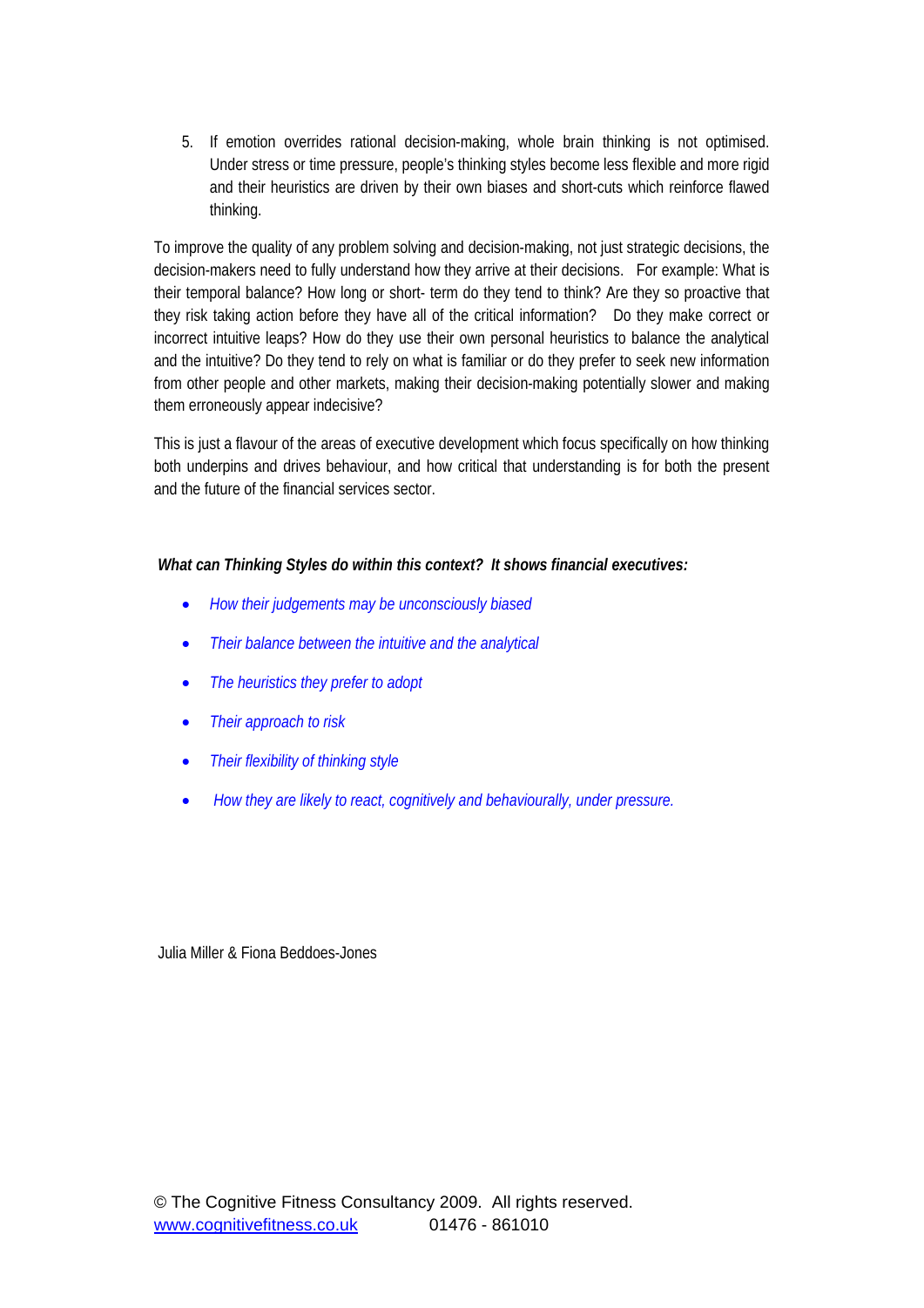5. If emotion overrides rational decision-making, whole brain thinking is not optimised. Under stress or time pressure, people's thinking styles become less flexible and more rigid and their heuristics are driven by their own biases and short-cuts which reinforce flawed thinking.

To improve the quality of any problem solving and decision-making, not just strategic decisions, the decision-makers need to fully understand how they arrive at their decisions. For example: What is their temporal balance? How long or short- term do they tend to think? Are they so proactive that they risk taking action before they have all of the critical information? Do they make correct or incorrect intuitive leaps? How do they use their own personal heuristics to balance the analytical and the intuitive? Do they tend to rely on what is familiar or do they prefer to seek new information from other people and other markets, making their decision-making potentially slower and making them erroneously appear indecisive?

This is just a flavour of the areas of executive development which focus specifically on how thinking both underpins and drives behaviour, and how critical that understanding is for both the present and the future of the financial services sector.

***What can Thinking Styles do within this context? It shows financial executives:***

- *How their judgements may be unconsciously biased*
- *Their balance between the intuitive and the analytical*
- *The heuristics they prefer to adopt*
- *Their approach to risk*
- *Their flexibility of thinking style*
- *How they are likely to react, cognitively and behaviourally, under pressure.*

Julia Miller & Fiona Beddoes-Jones

© The Cognitive Fitness Consultancy 2009. All rights reserved.
www.cognitivefitness.co.uk 01476 - 861010